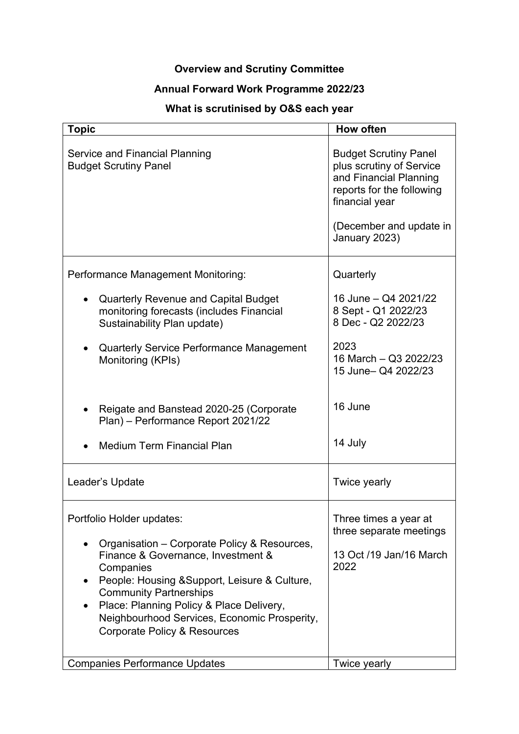**Overview and Scrutiny Committee**

**Annual Forward Work Programme 2022/23**

**What is scrutinised by O&S each year**

| Topic | How often |
|---|---|
| Service and Financial Planning<br>Budget Scrutiny Panel | Budget Scrutiny Panel plus scrutiny of Service and Financial Planning reports for the following financial year<br><br>(December and update in January 2023) |
| Performance Management Monitoring:<br><br>• Quarterly Revenue and Capital Budget monitoring forecasts (includes Financial Sustainability Plan update)<br><br>• Quarterly Service Performance Management Monitoring (KPIs)<br><br>• Reigate and Banstead 2020-25 (Corporate Plan) – Performance Report 2021/22<br><br>• Medium Term Financial Plan | Quarterly<br><br>16 June – Q4 2021/22<br>8 Sept - Q1 2022/23<br>8 Dec - Q2 2022/23<br><br>2023<br>16 March – Q3 2022/23<br>15 June– Q4 2022/23<br><br>16 June<br><br>14 July |
| Leader's Update | Twice yearly |
| Portfolio Holder updates:<br><br>• Organisation – Corporate Policy & Resources, Finance & Governance, Investment & Companies<br>• People: Housing &Support, Leisure & Culture, Community Partnerships<br>• Place: Planning Policy & Place Delivery, Neighbourhood Services, Economic Prosperity, Corporate Policy & Resources | Three times a year at three separate meetings<br><br>13 Oct /19 Jan/16 March 2022 |
| Companies Performance Updates | Twice yearly |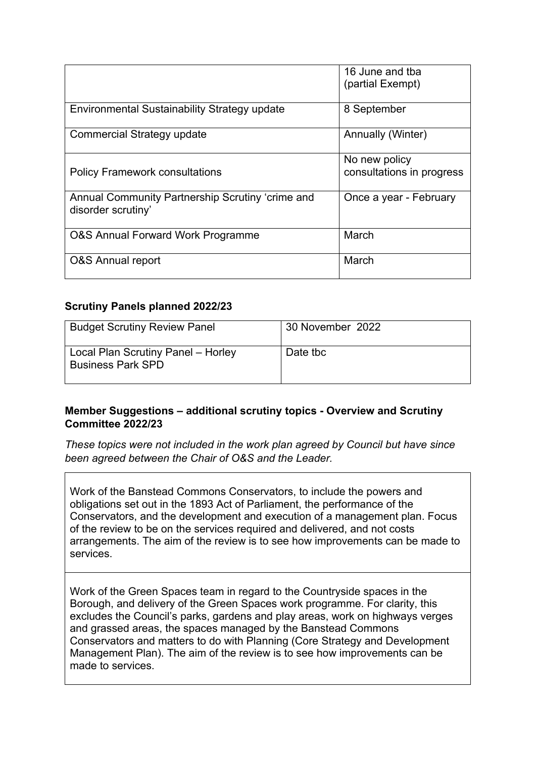| | |
|---|---|
| | 16 June and tba (partial Exempt) |
| Environmental Sustainability Strategy update | 8 September |
| Commercial Strategy update | Annually (Winter) |
| Policy Framework consultations | No new policy consultations in progress |
| Annual Community Partnership Scrutiny 'crime and disorder scrutiny' | Once a year - February |
| O&S Annual Forward Work Programme | March |
| O&S Annual report | March |

**Scrutiny Panels planned 2022/23**

| | |
|---|---|
| Budget Scrutiny Review Panel | 30 November 2022 |
| Local Plan Scrutiny Panel – Horley Business Park SPD | Date tbc |

**Member Suggestions – additional scrutiny topics - Overview and Scrutiny Committee 2022/23**

*These topics were not included in the work plan agreed by Council but have since been agreed between the Chair of O&S and the Leader.*

| |
|---|
| Work of the Banstead Commons Conservators, to include the powers and obligations set out in the 1893 Act of Parliament, the performance of the Conservators, and the development and execution of a management plan. Focus of the review to be on the services required and delivered, and not costs arrangements. The aim of the review is to see how improvements can be made to services. |
| Work of the Green Spaces team in regard to the Countryside spaces in the Borough, and delivery of the Green Spaces work programme. For clarity, this excludes the Council's parks, gardens and play areas, work on highways verges and grassed areas, the spaces managed by the Banstead Commons Conservators and matters to do with Planning (Core Strategy and Development Management Plan). The aim of the review is to see how improvements can be made to services. |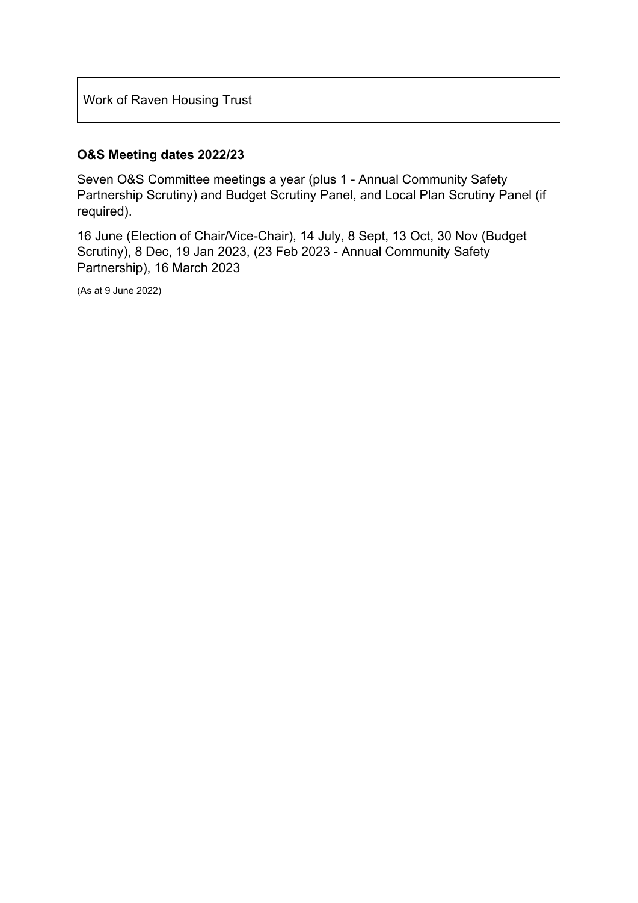| |
|---|
| Work of Raven Housing Trust |

**O&S Meeting dates 2022/23**

Seven O&S Committee meetings a year (plus 1 - Annual Community Safety Partnership Scrutiny) and Budget Scrutiny Panel, and Local Plan Scrutiny Panel (if required).

16 June (Election of Chair/Vice-Chair), 14 July, 8 Sept, 13 Oct, 30 Nov (Budget Scrutiny), 8 Dec, 19 Jan 2023, (23 Feb 2023 - Annual Community Safety Partnership), 16 March 2023

(As at 9 June 2022)